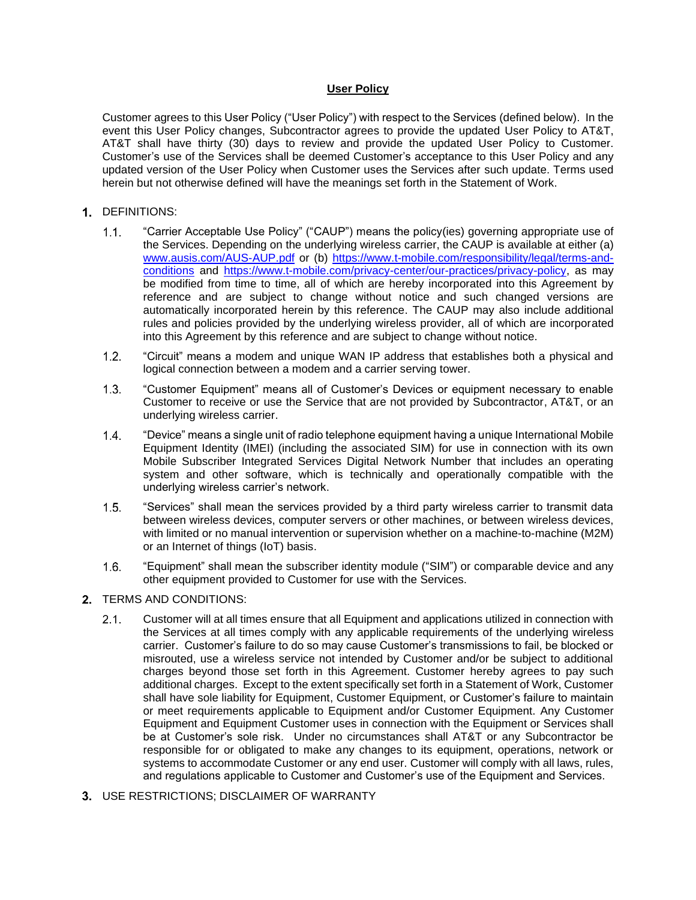# **User Policy**

Customer agrees to this User Policy ("User Policy") with respect to the Services (defined below). In the event this User Policy changes, Subcontractor agrees to provide the updated User Policy to AT&T, AT&T shall have thirty (30) days to review and provide the updated User Policy to Customer. Customer's use of the Services shall be deemed Customer's acceptance to this User Policy and any updated version of the User Policy when Customer uses the Services after such update. Terms used herein but not otherwise defined will have the meanings set forth in the Statement of Work.

1. DEFINITIONS:

   1.1. "Carrier Acceptable Use Policy" ("CAUP") means the policy(ies) governing appropriate use of the Services. Depending on the underlying wireless carrier, the CAUP is available at either (a) [www.ausis.com/AUS-AUP.pdf](www.ausis.com/AUS-AUP.pdf) or (b) [https://www.t-mobile.com/responsibility/legal/terms-and-conditions](https://www.t-mobile.com/responsibility/legal/terms-and-conditions) and [https://www.t-mobile.com/privacy-center/our-practices/privacy-policy](https://www.t-mobile.com/privacy-center/our-practices/privacy-policy), as may be modified from time to time, all of which are hereby incorporated into this Agreement by reference and are subject to change without notice and such changed versions are automatically incorporated herein by this reference. The CAUP may also include additional rules and policies provided by the underlying wireless provider, all of which are incorporated into this Agreement by this reference and are subject to change without notice.

   1.2. "Circuit" means a modem and unique WAN IP address that establishes both a physical and logical connection between a modem and a carrier serving tower.

   1.3. "Customer Equipment" means all of Customer's Devices or equipment necessary to enable Customer to receive or use the Service that are not provided by Subcontractor, AT&T, or an underlying wireless carrier.

   1.4. "Device" means a single unit of radio telephone equipment having a unique International Mobile Equipment Identity (IMEI) (including the associated SIM) for use in connection with its own Mobile Subscriber Integrated Services Digital Network Number that includes an operating system and other software, which is technically and operationally compatible with the underlying wireless carrier's network.

   1.5. "Services" shall mean the services provided by a third party wireless carrier to transmit data between wireless devices, computer servers or other machines, or between wireless devices, with limited or no manual intervention or supervision whether on a machine-to-machine (M2M) or an Internet of things (IoT) basis.

   1.6. "Equipment" shall mean the subscriber identity module ("SIM") or comparable device and any other equipment provided to Customer for use with the Services.

2. TERMS AND CONDITIONS:

   2.1. Customer will at all times ensure that all Equipment and applications utilized in connection with the Services at all times comply with any applicable requirements of the underlying wireless carrier. Customer's failure to do so may cause Customer's transmissions to fail, be blocked or misrouted, use a wireless service not intended by Customer and/or be subject to additional charges beyond those set forth in this Agreement. Customer hereby agrees to pay such additional charges. Except to the extent specifically set forth in a Statement of Work, Customer shall have sole liability for Equipment, Customer Equipment, or Customer's failure to maintain or meet requirements applicable to Equipment and/or Customer Equipment. Any Customer Equipment and Equipment Customer uses in connection with the Equipment or Services shall be at Customer's sole risk. Under no circumstances shall AT&T or any Subcontractor be responsible for or obligated to make any changes to its equipment, operations, network or systems to accommodate Customer or any end user. Customer will comply with all laws, rules, and regulations applicable to Customer and Customer's use of the Equipment and Services.

3. USE RESTRICTIONS; DISCLAIMER OF WARRANTY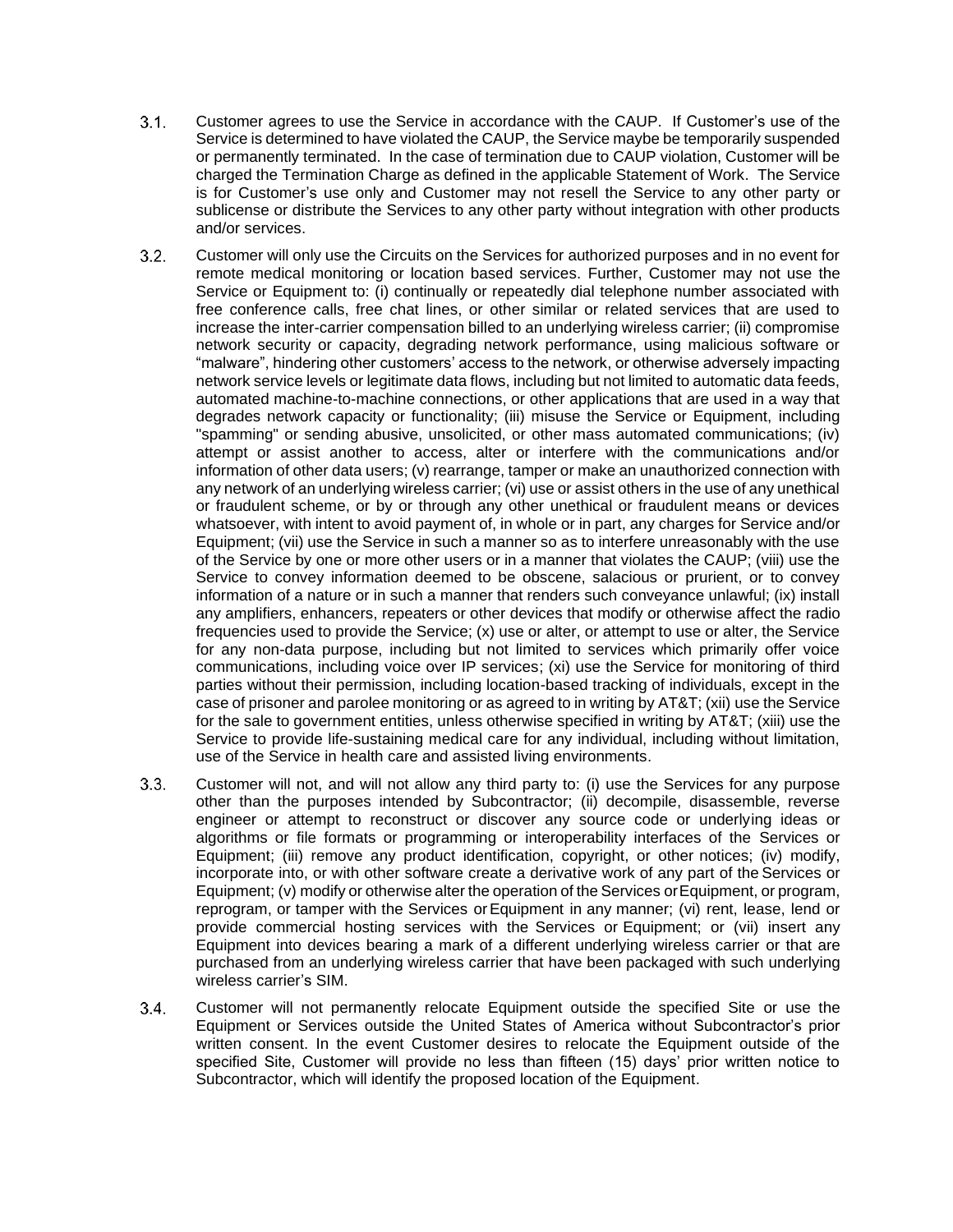3.1. Customer agrees to use the Service in accordance with the CAUP. If Customer's use of the Service is determined to have violated the CAUP, the Service maybe be temporarily suspended or permanently terminated. In the case of termination due to CAUP violation, Customer will be charged the Termination Charge as defined in the applicable Statement of Work. The Service is for Customer's use only and Customer may not resell the Service to any other party or sublicense or distribute the Services to any other party without integration with other products and/or services.

3.2. Customer will only use the Circuits on the Services for authorized purposes and in no event for remote medical monitoring or location based services. Further, Customer may not use the Service or Equipment to: (i) continually or repeatedly dial telephone number associated with free conference calls, free chat lines, or other similar or related services that are used to increase the inter-carrier compensation billed to an underlying wireless carrier; (ii) compromise network security or capacity, degrading network performance, using malicious software or "malware", hindering other customers' access to the network, or otherwise adversely impacting network service levels or legitimate data flows, including but not limited to automatic data feeds, automated machine-to-machine connections, or other applications that are used in a way that degrades network capacity or functionality; (iii) misuse the Service or Equipment, including "spamming" or sending abusive, unsolicited, or other mass automated communications; (iv) attempt or assist another to access, alter or interfere with the communications and/or information of other data users; (v) rearrange, tamper or make an unauthorized connection with any network of an underlying wireless carrier; (vi) use or assist others in the use of any unethical or fraudulent scheme, or by or through any other unethical or fraudulent means or devices whatsoever, with intent to avoid payment of, in whole or in part, any charges for Service and/or Equipment; (vii) use the Service in such a manner so as to interfere unreasonably with the use of the Service by one or more other users or in a manner that violates the CAUP; (viii) use the Service to convey information deemed to be obscene, salacious or prurient, or to convey information of a nature or in such a manner that renders such conveyance unlawful; (ix) install any amplifiers, enhancers, repeaters or other devices that modify or otherwise affect the radio frequencies used to provide the Service; (x) use or alter, or attempt to use or alter, the Service for any non-data purpose, including but not limited to services which primarily offer voice communications, including voice over IP services; (xi) use the Service for monitoring of third parties without their permission, including location-based tracking of individuals, except in the case of prisoner and parolee monitoring or as agreed to in writing by AT&T; (xii) use the Service for the sale to government entities, unless otherwise specified in writing by AT&T; (xiii) use the Service to provide life-sustaining medical care for any individual, including without limitation, use of the Service in health care and assisted living environments.

3.3. Customer will not, and will not allow any third party to: (i) use the Services for any purpose other than the purposes intended by Subcontractor; (ii) decompile, disassemble, reverse engineer or attempt to reconstruct or discover any source code or underlying ideas or algorithms or file formats or programming or interoperability interfaces of the Services or Equipment; (iii) remove any product identification, copyright, or other notices; (iv) modify, incorporate into, or with other software create a derivative work of any part of the Services or Equipment; (v) modify or otherwise alter the operation of the Services or Equipment, or program, reprogram, or tamper with the Services or Equipment in any manner; (vi) rent, lease, lend or provide commercial hosting services with the Services or Equipment; or (vii) insert any Equipment into devices bearing a mark of a different underlying wireless carrier or that are purchased from an underlying wireless carrier that have been packaged with such underlying wireless carrier's SIM.

3.4. Customer will not permanently relocate Equipment outside the specified Site or use the Equipment or Services outside the United States of America without Subcontractor's prior written consent. In the event Customer desires to relocate the Equipment outside of the specified Site, Customer will provide no less than fifteen (15) days' prior written notice to Subcontractor, which will identify the proposed location of the Equipment.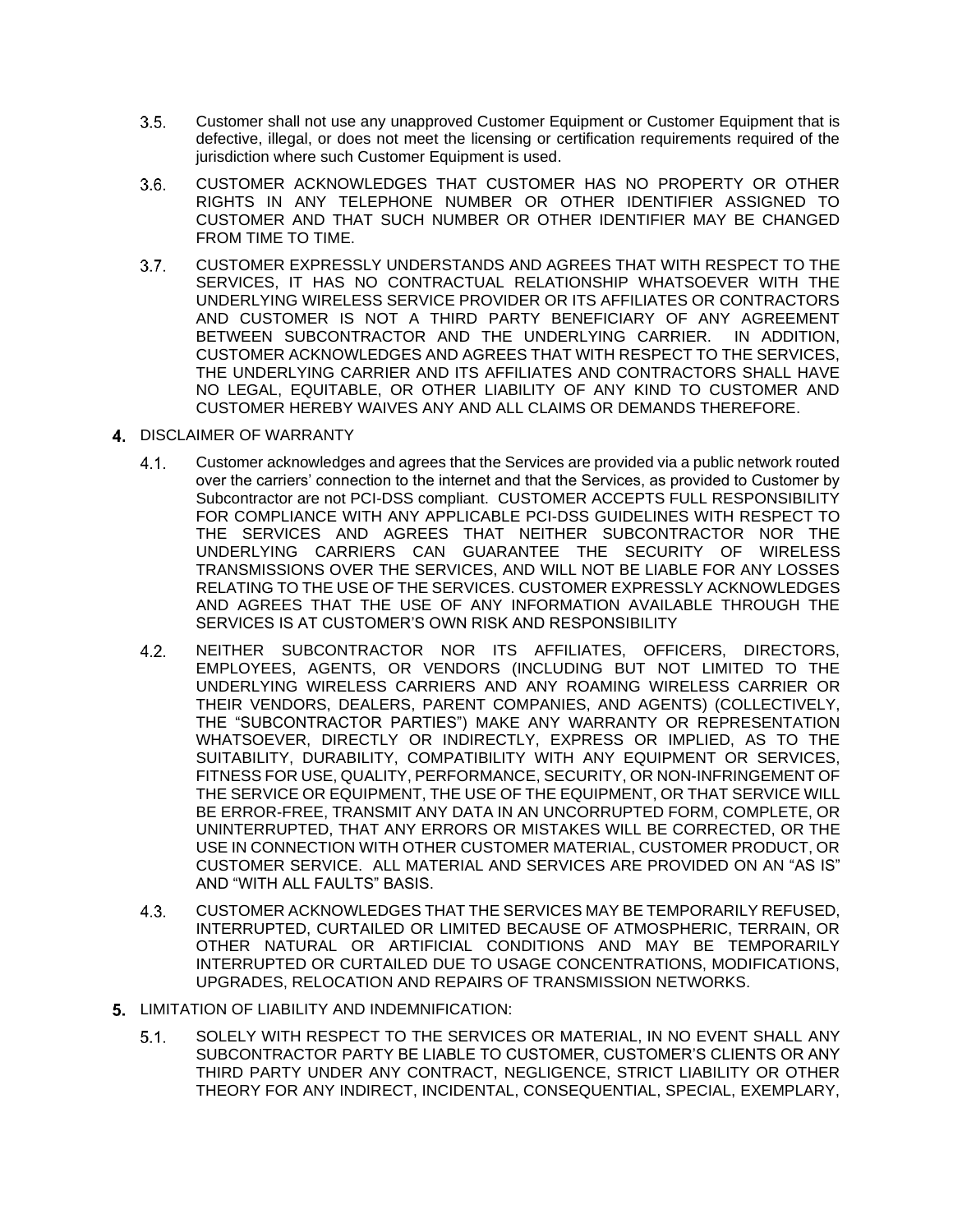3.5. Customer shall not use any unapproved Customer Equipment or Customer Equipment that is defective, illegal, or does not meet the licensing or certification requirements required of the jurisdiction where such Customer Equipment is used.

3.6. CUSTOMER ACKNOWLEDGES THAT CUSTOMER HAS NO PROPERTY OR OTHER RIGHTS IN ANY TELEPHONE NUMBER OR OTHER IDENTIFIER ASSIGNED TO CUSTOMER AND THAT SUCH NUMBER OR OTHER IDENTIFIER MAY BE CHANGED FROM TIME TO TIME.

3.7. CUSTOMER EXPRESSLY UNDERSTANDS AND AGREES THAT WITH RESPECT TO THE SERVICES, IT HAS NO CONTRACTUAL RELATIONSHIP WHATSOEVER WITH THE UNDERLYING WIRELESS SERVICE PROVIDER OR ITS AFFILIATES OR CONTRACTORS AND CUSTOMER IS NOT A THIRD PARTY BENEFICIARY OF ANY AGREEMENT BETWEEN SUBCONTRACTOR AND THE UNDERLYING CARRIER. IN ADDITION, CUSTOMER ACKNOWLEDGES AND AGREES THAT WITH RESPECT TO THE SERVICES, THE UNDERLYING CARRIER AND ITS AFFILIATES AND CONTRACTORS SHALL HAVE NO LEGAL, EQUITABLE, OR OTHER LIABILITY OF ANY KIND TO CUSTOMER AND CUSTOMER HEREBY WAIVES ANY AND ALL CLAIMS OR DEMANDS THEREFORE.

## 4. DISCLAIMER OF WARRANTY

4.1. Customer acknowledges and agrees that the Services are provided via a public network routed over the carriers' connection to the internet and that the Services, as provided to Customer by Subcontractor are not PCI-DSS compliant. CUSTOMER ACCEPTS FULL RESPONSIBILITY FOR COMPLIANCE WITH ANY APPLICABLE PCI-DSS GUIDELINES WITH RESPECT TO THE SERVICES AND AGREES THAT NEITHER SUBCONTRACTOR NOR THE UNDERLYING CARRIERS CAN GUARANTEE THE SECURITY OF WIRELESS TRANSMISSIONS OVER THE SERVICES, AND WILL NOT BE LIABLE FOR ANY LOSSES RELATING TO THE USE OF THE SERVICES. CUSTOMER EXPRESSLY ACKNOWLEDGES AND AGREES THAT THE USE OF ANY INFORMATION AVAILABLE THROUGH THE SERVICES IS AT CUSTOMER'S OWN RISK AND RESPONSIBILITY

4.2. NEITHER SUBCONTRACTOR NOR ITS AFFILIATES, OFFICERS, DIRECTORS, EMPLOYEES, AGENTS, OR VENDORS (INCLUDING BUT NOT LIMITED TO THE UNDERLYING WIRELESS CARRIERS AND ANY ROAMING WIRELESS CARRIER OR THEIR VENDORS, DEALERS, PARENT COMPANIES, AND AGENTS) (COLLECTIVELY, THE "SUBCONTRACTOR PARTIES") MAKE ANY WARRANTY OR REPRESENTATION WHATSOEVER, DIRECTLY OR INDIRECTLY, EXPRESS OR IMPLIED, AS TO THE SUITABILITY, DURABILITY, COMPATIBILITY WITH ANY EQUIPMENT OR SERVICES, FITNESS FOR USE, QUALITY, PERFORMANCE, SECURITY, OR NON-INFRINGEMENT OF THE SERVICE OR EQUIPMENT, THE USE OF THE EQUIPMENT, OR THAT SERVICE WILL BE ERROR-FREE, TRANSMIT ANY DATA IN AN UNCORRUPTED FORM, COMPLETE, OR UNINTERRUPTED, THAT ANY ERRORS OR MISTAKES WILL BE CORRECTED, OR THE USE IN CONNECTION WITH OTHER CUSTOMER MATERIAL, CUSTOMER PRODUCT, OR CUSTOMER SERVICE. ALL MATERIAL AND SERVICES ARE PROVIDED ON AN "AS IS" AND "WITH ALL FAULTS" BASIS.

4.3. CUSTOMER ACKNOWLEDGES THAT THE SERVICES MAY BE TEMPORARILY REFUSED, INTERRUPTED, CURTAILED OR LIMITED BECAUSE OF ATMOSPHERIC, TERRAIN, OR OTHER NATURAL OR ARTIFICIAL CONDITIONS AND MAY BE TEMPORARILY INTERRUPTED OR CURTAILED DUE TO USAGE CONCENTRATIONS, MODIFICATIONS, UPGRADES, RELOCATION AND REPAIRS OF TRANSMISSION NETWORKS.

## 5. LIMITATION OF LIABILITY AND INDEMNIFICATION:

5.1. SOLELY WITH RESPECT TO THE SERVICES OR MATERIAL, IN NO EVENT SHALL ANY SUBCONTRACTOR PARTY BE LIABLE TO CUSTOMER, CUSTOMER'S CLIENTS OR ANY THIRD PARTY UNDER ANY CONTRACT, NEGLIGENCE, STRICT LIABILITY OR OTHER THEORY FOR ANY INDIRECT, INCIDENTAL, CONSEQUENTIAL, SPECIAL, EXEMPLARY,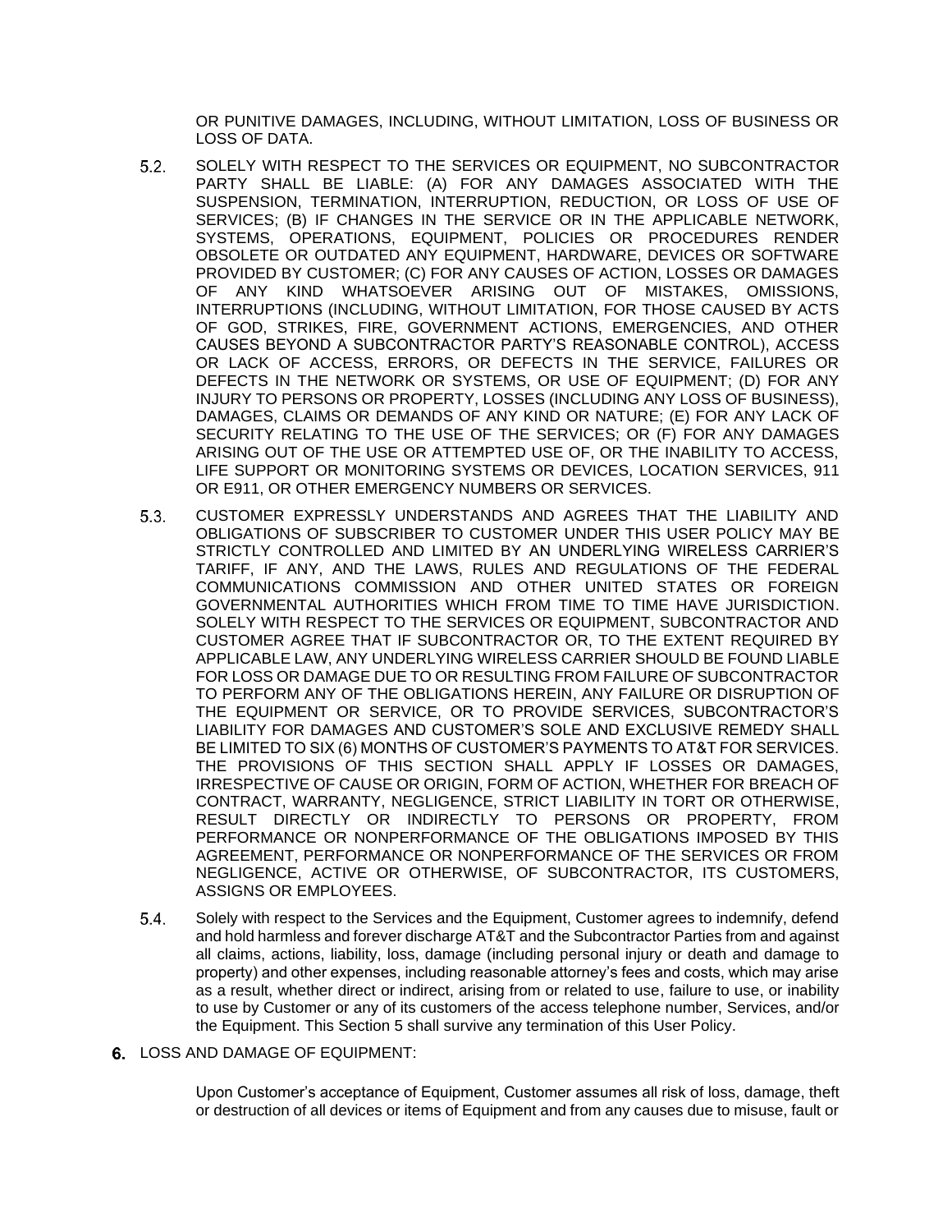OR PUNITIVE DAMAGES, INCLUDING, WITHOUT LIMITATION, LOSS OF BUSINESS OR LOSS OF DATA.

5.2. SOLELY WITH RESPECT TO THE SERVICES OR EQUIPMENT, NO SUBCONTRACTOR PARTY SHALL BE LIABLE: (A) FOR ANY DAMAGES ASSOCIATED WITH THE SUSPENSION, TERMINATION, INTERRUPTION, REDUCTION, OR LOSS OF USE OF SERVICES; (B) IF CHANGES IN THE SERVICE OR IN THE APPLICABLE NETWORK, SYSTEMS, OPERATIONS, EQUIPMENT, POLICIES OR PROCEDURES RENDER OBSOLETE OR OUTDATED ANY EQUIPMENT, HARDWARE, DEVICES OR SOFTWARE PROVIDED BY CUSTOMER; (C) FOR ANY CAUSES OF ACTION, LOSSES OR DAMAGES OF ANY KIND WHATSOEVER ARISING OUT OF MISTAKES, OMISSIONS, INTERRUPTIONS (INCLUDING, WITHOUT LIMITATION, FOR THOSE CAUSED BY ACTS OF GOD, STRIKES, FIRE, GOVERNMENT ACTIONS, EMERGENCIES, AND OTHER CAUSES BEYOND A SUBCONTRACTOR PARTY'S REASONABLE CONTROL), ACCESS OR LACK OF ACCESS, ERRORS, OR DEFECTS IN THE SERVICE, FAILURES OR DEFECTS IN THE NETWORK OR SYSTEMS, OR USE OF EQUIPMENT; (D) FOR ANY INJURY TO PERSONS OR PROPERTY, LOSSES (INCLUDING ANY LOSS OF BUSINESS), DAMAGES, CLAIMS OR DEMANDS OF ANY KIND OR NATURE; (E) FOR ANY LACK OF SECURITY RELATING TO THE USE OF THE SERVICES; OR (F) FOR ANY DAMAGES ARISING OUT OF THE USE OR ATTEMPTED USE OF, OR THE INABILITY TO ACCESS, LIFE SUPPORT OR MONITORING SYSTEMS OR DEVICES, LOCATION SERVICES, 911 OR E911, OR OTHER EMERGENCY NUMBERS OR SERVICES.

5.3. CUSTOMER EXPRESSLY UNDERSTANDS AND AGREES THAT THE LIABILITY AND OBLIGATIONS OF SUBSCRIBER TO CUSTOMER UNDER THIS USER POLICY MAY BE STRICTLY CONTROLLED AND LIMITED BY AN UNDERLYING WIRELESS CARRIER'S TARIFF, IF ANY, AND THE LAWS, RULES AND REGULATIONS OF THE FEDERAL COMMUNICATIONS COMMISSION AND OTHER UNITED STATES OR FOREIGN GOVERNMENTAL AUTHORITIES WHICH FROM TIME TO TIME HAVE JURISDICTION. SOLELY WITH RESPECT TO THE SERVICES OR EQUIPMENT, SUBCONTRACTOR AND CUSTOMER AGREE THAT IF SUBCONTRACTOR OR, TO THE EXTENT REQUIRED BY APPLICABLE LAW, ANY UNDERLYING WIRELESS CARRIER SHOULD BE FOUND LIABLE FOR LOSS OR DAMAGE DUE TO OR RESULTING FROM FAILURE OF SUBCONTRACTOR TO PERFORM ANY OF THE OBLIGATIONS HEREIN, ANY FAILURE OR DISRUPTION OF THE EQUIPMENT OR SERVICE, OR TO PROVIDE SERVICES, SUBCONTRACTOR'S LIABILITY FOR DAMAGES AND CUSTOMER'S SOLE AND EXCLUSIVE REMEDY SHALL BE LIMITED TO SIX (6) MONTHS OF CUSTOMER'S PAYMENTS TO AT&T FOR SERVICES. THE PROVISIONS OF THIS SECTION SHALL APPLY IF LOSSES OR DAMAGES, IRRESPECTIVE OF CAUSE OR ORIGIN, FORM OF ACTION, WHETHER FOR BREACH OF CONTRACT, WARRANTY, NEGLIGENCE, STRICT LIABILITY IN TORT OR OTHERWISE, RESULT DIRECTLY OR INDIRECTLY TO PERSONS OR PROPERTY, FROM PERFORMANCE OR NONPERFORMANCE OF THE OBLIGATIONS IMPOSED BY THIS AGREEMENT, PERFORMANCE OR NONPERFORMANCE OF THE SERVICES OR FROM NEGLIGENCE, ACTIVE OR OTHERWISE, OF SUBCONTRACTOR, ITS CUSTOMERS, ASSIGNS OR EMPLOYEES.

5.4. Solely with respect to the Services and the Equipment, Customer agrees to indemnify, defend and hold harmless and forever discharge AT&T and the Subcontractor Parties from and against all claims, actions, liability, loss, damage (including personal injury or death and damage to property) and other expenses, including reasonable attorney's fees and costs, which may arise as a result, whether direct or indirect, arising from or related to use, failure to use, or inability to use by Customer or any of its customers of the access telephone number, Services, and/or the Equipment. This Section 5 shall survive any termination of this User Policy.

## 6. LOSS AND DAMAGE OF EQUIPMENT:

Upon Customer's acceptance of Equipment, Customer assumes all risk of loss, damage, theft or destruction of all devices or items of Equipment and from any causes due to misuse, fault or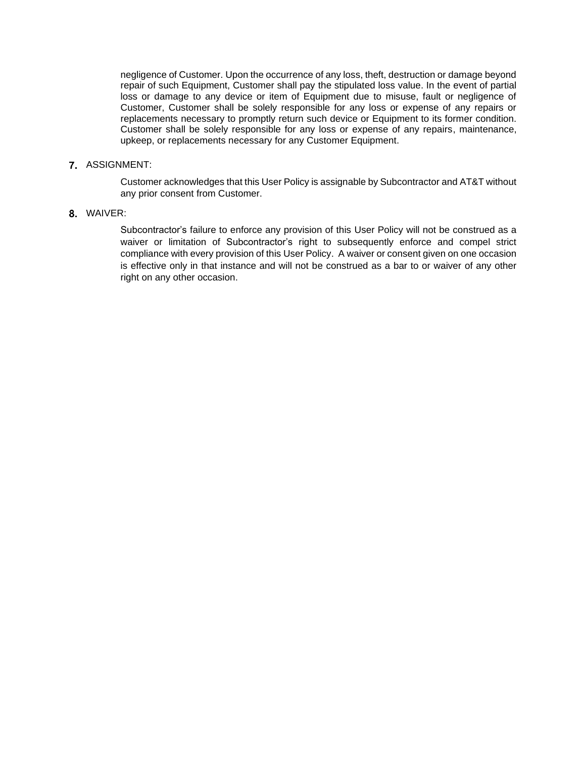negligence of Customer. Upon the occurrence of any loss, theft, destruction or damage beyond repair of such Equipment, Customer shall pay the stipulated loss value. In the event of partial loss or damage to any device or item of Equipment due to misuse, fault or negligence of Customer, Customer shall be solely responsible for any loss or expense of any repairs or replacements necessary to promptly return such device or Equipment to its former condition. Customer shall be solely responsible for any loss or expense of any repairs, maintenance, upkeep, or replacements necessary for any Customer Equipment.

7. ASSIGNMENT:

Customer acknowledges that this User Policy is assignable by Subcontractor and AT&T without any prior consent from Customer.

8. WAIVER:

Subcontractor's failure to enforce any provision of this User Policy will not be construed as a waiver or limitation of Subcontractor's right to subsequently enforce and compel strict compliance with every provision of this User Policy. A waiver or consent given on one occasion is effective only in that instance and will not be construed as a bar to or waiver of any other right on any other occasion.